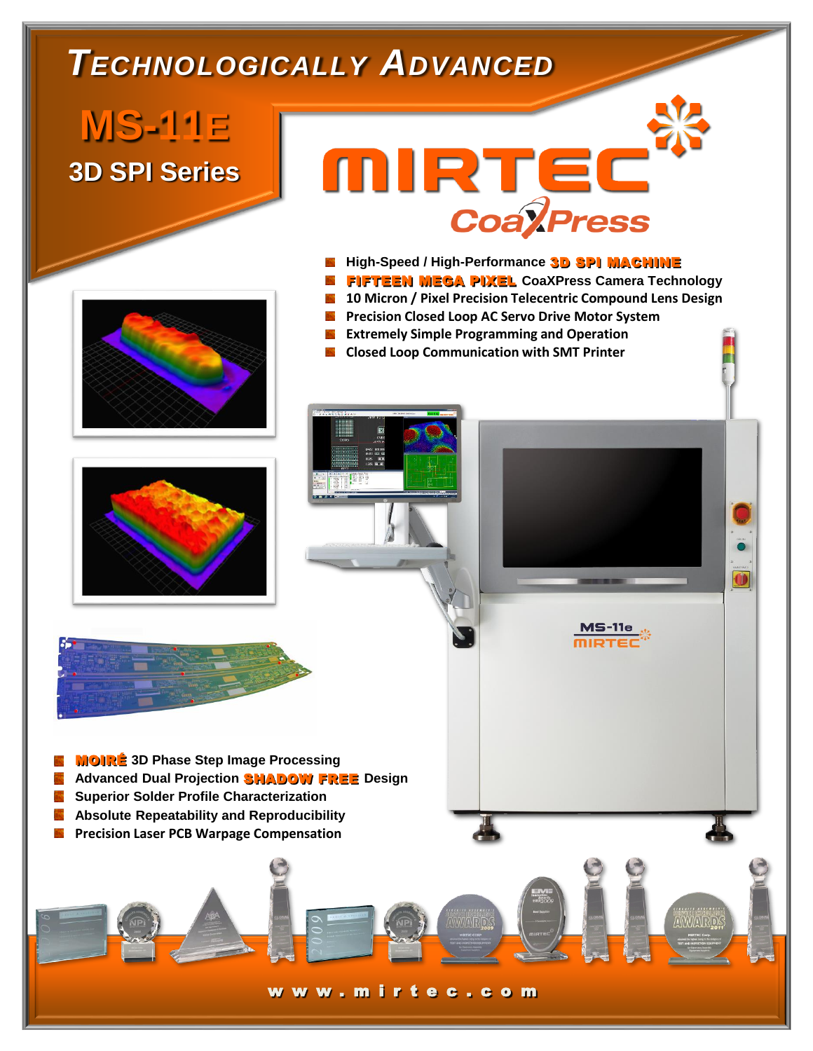# TECHNOLOGICALLY ADVANCED

## MS-11E

## 3D SPI Series

MIRTEC

CoaXPress

- High-Speed / High-Performance **3D SPI MACHINE**
- **FIFTEEN MEGA PIXEL** CoaXPress Camera Technology
- 10 Micron / Pixel Precision Telecentric Compound Lens Design
- Precision Closed Loop AC Servo Drive Motor System
- Extremely Simple Programming and Operation
- Closed Loop Communication with SMT Printer

- **MOIRÉ** 3D Phase Step Image Processing
- Advanced Dual Projection **SHADOW FREE** Design
- Superior Solder Profile Characterization
- Absolute Repeatability and Reproducibility
- Precision Laser PCB Warpage Compensation

www.mirtec.com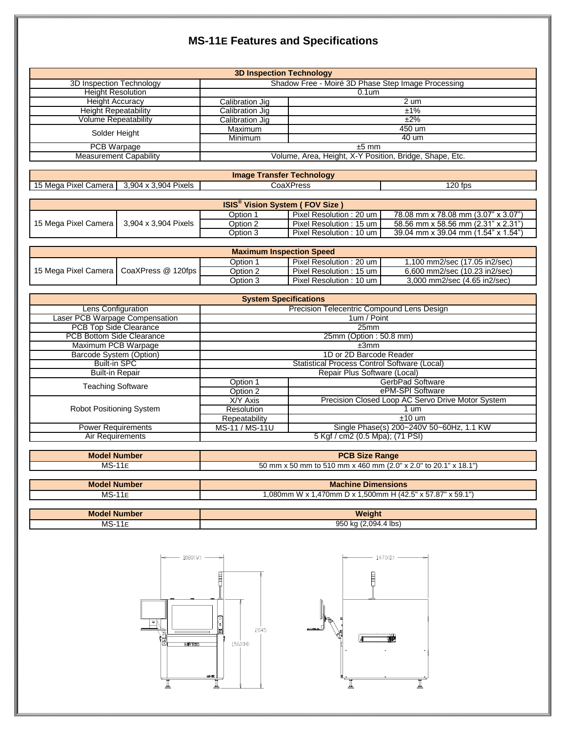# MS-11E Features and Specifications

| 3D Inspection Technology | | |
|---|---|---|
| 3D Inspection Technology | Shadow Free - Moiré 3D Phase Step Image Processing | |
| Height Resolution | 0.1um | |
| Height Accuracy | Calibration Jig | 2 um |
| Height Repeatability | Calibration Jig | ±1% |
| Volume Repeatability | Calibration Jig | ±2% |
| Solder Height | Maximum | 450 um |
| | Minimum | 40 um |
| PCB Warpage | ±5 mm | |
| Measurement Capability | Volume, Area, Height, X-Y Position, Bridge, Shape, Etc. | |

| Image Transfer Technology | | | |
|---|---|---|---|
| 15 Mega Pixel Camera | 3,904 x 3,904 Pixels | CoaXPress | 120 fps |

| ISIS® Vision System ( FOV Size ) | | | | |
|---|---|---|---|---|
| 15 Mega Pixel Camera | 3,904 x 3,904 Pixels | Option 1 | Pixel Resolution : 20 um | 78.08 mm x 78.08 mm (3.07" x 3.07") |
| | | Option 2 | Pixel Resolution : 15 um | 58.56 mm x 58.56 mm (2.31" x 2.31") |
| | | Option 3 | Pixel Resolution : 10 um | 39.04 mm x 39.04 mm (1.54" x 1.54") |

| Maximum Inspection Speed | | | | |
|---|---|---|---|---|
| 15 Mega Pixel Camera | CoaXPress @ 120fps | Option 1 | Pixel Resolution : 20 um | 1,100 mm2/sec (17.05 in2/sec) |
| | | Option 2 | Pixel Resolution : 15 um | 6,600 mm2/sec (10.23 in2/sec) |
| | | Option 3 | Pixel Resolution : 10 um | 3,000 mm2/sec (4.65 in2/sec) |

| System Specifications | | |
|---|---|---|
| Lens Configuration | Precision Telecentric Compound Lens Design | |
| Laser PCB Warpage Compensation | 1um / Point | |
| PCB Top Side Clearance | 25mm | |
| PCB Bottom Side Clearance | 25mm (Option : 50.8 mm) | |
| Maximum PCB Warpage | ±3mm | |
| Barcode System (Option) | 1D or 2D Barcode Reader | |
| Built-in SPC | Statistical Process Control Software (Local) | |
| Built-in Repair | Repair Plus Software (Local) | |
| Teaching Software | Option 1 | GerbPad Software |
| | Option 2 | ePM-SPI Software |
| Robot Positioning System | X/Y Axis | Precision Closed Loop AC Servo Drive Motor System |
| | Resolution | 1 um |
| | Repeatability | ±10 um |
| Power Requirements | MS-11 / MS-11U | Single Phase(s) 200~240V 50~60Hz, 1.1 KW |
| Air Requirements | 5 Kgf / cm2 (0.5 Mpa); (71 PSI) | |

| Model Number | PCB Size Range |
|---|---|
| MS-11E | 50 mm x 50 mm to 510 mm x 460 mm (2.0" x 2.0" to 20.1" x 18.1") |

| Model Number | Machine Dimensions |
|---|---|
| MS-11E | 1,080mm W x 1,470mm D x 1,500mm H (42.5" x 57.87" x 59.1") |

| Model Number | Weight |
|---|---|
| MS-11E | 950 kg (2,094.4 lbs) |

1080(W)

2045

1560(H)

1470(D)